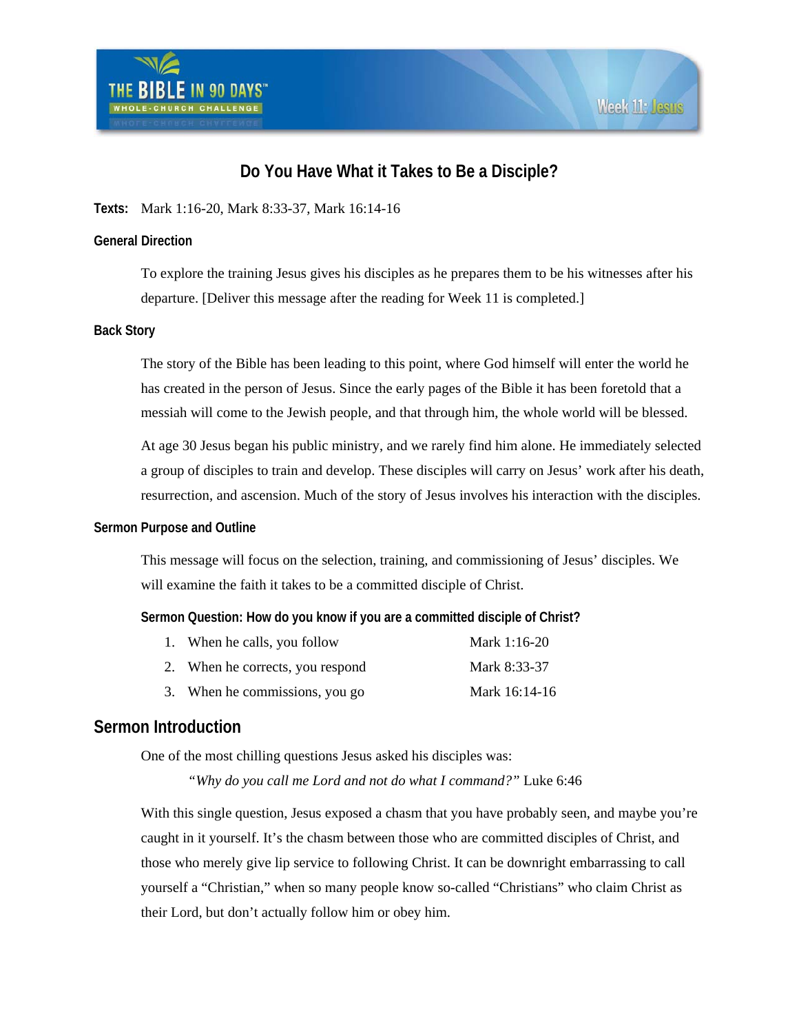# Do You Have What it Takes to Be a Disciple?

**Texts:** Mark 1:16-20, Mark 8:33-37, Mark 16:14-16

### General Direction

To explore the training Jesus gives his disciples as he prepares them to be his witnesses after his departure. [Deliver this message after the reading for Week 11 is completed.]

### Back Story

The story of the Bible has been leading to this point, where God himself will enter the world he has created in the person of Jesus. Since the early pages of the Bible it has been foretold that a messiah will come to the Jewish people, and that through him, the whole world will be blessed.

At age 30 Jesus began his public ministry, and we rarely find him alone. He immediately selected a group of disciples to train and develop. These disciples will carry on Jesus' work after his death, resurrection, and ascension. Much of the story of Jesus involves his interaction with the disciples.

### Sermon Purpose and Outline

This message will focus on the selection, training, and commissioning of Jesus' disciples. We will examine the faith it takes to be a committed disciple of Christ.

**Sermon Question: How do you know if you are a committed disciple of Christ?**

1. When he calls, you follow — Mark 1:16-20
2. When he corrects, you respond — Mark 8:33-37
3. When he commissions, you go — Mark 16:14-16

## Sermon Introduction

One of the most chilling questions Jesus asked his disciples was:

> *"Why do you call me Lord and not do what I command?"* Luke 6:46

With this single question, Jesus exposed a chasm that you have probably seen, and maybe you're caught in it yourself. It's the chasm between those who are committed disciples of Christ, and those who merely give lip service to following Christ. It can be downright embarrassing to call yourself a "Christian," when so many people know so-called "Christians" who claim Christ as their Lord, but don't actually follow him or obey him.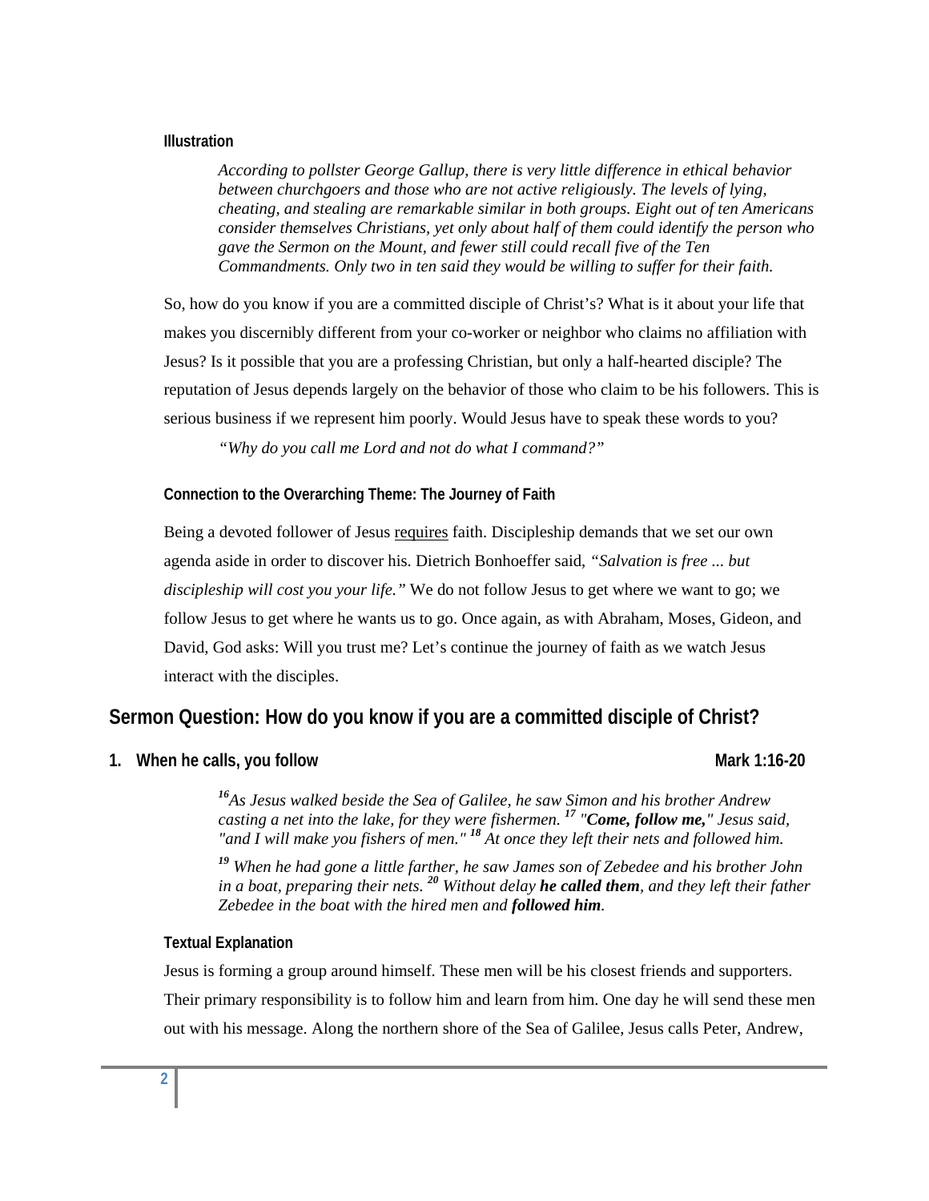#### Illustration

> *According to pollster George Gallup, there is very little difference in ethical behavior between churchgoers and those who are not active religiously. The levels of lying, cheating, and stealing are remarkable similar in both groups. Eight out of ten Americans consider themselves Christians, yet only about half of them could identify the person who gave the Sermon on the Mount, and fewer still could recall five of the Ten Commandments. Only two in ten said they would be willing to suffer for their faith.*

So, how do you know if you are a committed disciple of Christ's? What is it about your life that makes you discernibly different from your co-worker or neighbor who claims no affiliation with Jesus? Is it possible that you are a professing Christian, but only a half-hearted disciple? The reputation of Jesus depends largely on the behavior of those who claim to be his followers. This is serious business if we represent him poorly. Would Jesus have to speak these words to you?

> *"Why do you call me Lord and not do what I command?"*

#### Connection to the Overarching Theme: The Journey of Faith

Being a devoted follower of Jesus <u>requires</u> faith. Discipleship demands that we set our own agenda aside in order to discover his. Dietrich Bonhoeffer said, *"Salvation is free ... but discipleship will cost you your life."* We do not follow Jesus to get where we want to go; we follow Jesus to get where he wants us to go. Once again, as with Abraham, Moses, Gideon, and David, God asks: Will you trust me? Let's continue the journey of faith as we watch Jesus interact with the disciples.

## Sermon Question: How do you know if you are a committed disciple of Christ?

### 1. When he calls, you follow — Mark 1:16-20

> *[16]As Jesus walked beside the Sea of Galilee, he saw Simon and his brother Andrew casting a net into the lake, for they were fishermen. [17] "**Come, follow me,**" Jesus said, "and I will make you fishers of men." [18] At once they left their nets and followed him.*
>
> *[19] When he had gone a little farther, he saw James son of Zebedee and his brother John in a boat, preparing their nets. [20] Without delay **he called them**, and they left their father Zebedee in the boat with the hired men and **followed him**.*

#### Textual Explanation

Jesus is forming a group around himself. These men will be his closest friends and supporters. Their primary responsibility is to follow him and learn from him. One day he will send these men out with his message. Along the northern shore of the Sea of Galilee, Jesus calls Peter, Andrew,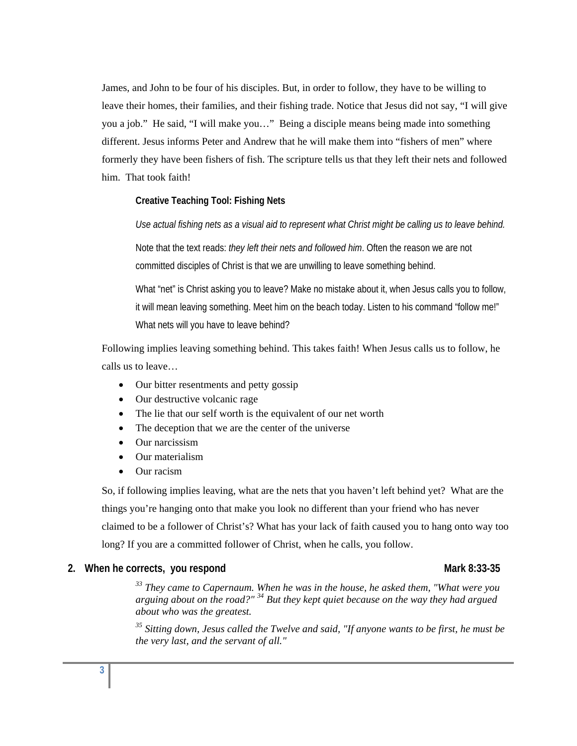James, and John to be four of his disciples. But, in order to follow, they have to be willing to leave their homes, their families, and their fishing trade. Notice that Jesus did not say, "I will give you a job." He said, "I will make you…" Being a disciple means being made into something different. Jesus informs Peter and Andrew that he will make them into "fishers of men" where formerly they have been fishers of fish. The scripture tells us that they left their nets and followed him. That took faith!

**Creative Teaching Tool: Fishing Nets**

*Use actual fishing nets as a visual aid to represent what Christ might be calling us to leave behind.*

Note that the text reads: *they left their nets and followed him*. Often the reason we are not committed disciples of Christ is that we are unwilling to leave something behind.

What "net" is Christ asking you to leave? Make no mistake about it, when Jesus calls you to follow, it will mean leaving something. Meet him on the beach today. Listen to his command "follow me!" What nets will you have to leave behind?

Following implies leaving something behind. This takes faith! When Jesus calls us to follow, he calls us to leave…

- Our bitter resentments and petty gossip
- Our destructive volcanic rage
- The lie that our self worth is the equivalent of our net worth
- The deception that we are the center of the universe
- Our narcissism
- Our materialism
- Our racism

So, if following implies leaving, what are the nets that you haven't left behind yet? What are the things you're hanging onto that make you look no different than your friend who has never claimed to be a follower of Christ's? What has your lack of faith caused you to hang onto way too long? If you are a committed follower of Christ, when he calls, you follow.

## 2. When he corrects, you respond — Mark 8:33-35

*[33] They came to Capernaum. When he was in the house, he asked them, "What were you arguing about on the road?" [34] But they kept quiet because on the way they had argued about who was the greatest.*

*[35] Sitting down, Jesus called the Twelve and said, "If anyone wants to be first, he must be the very last, and the servant of all."*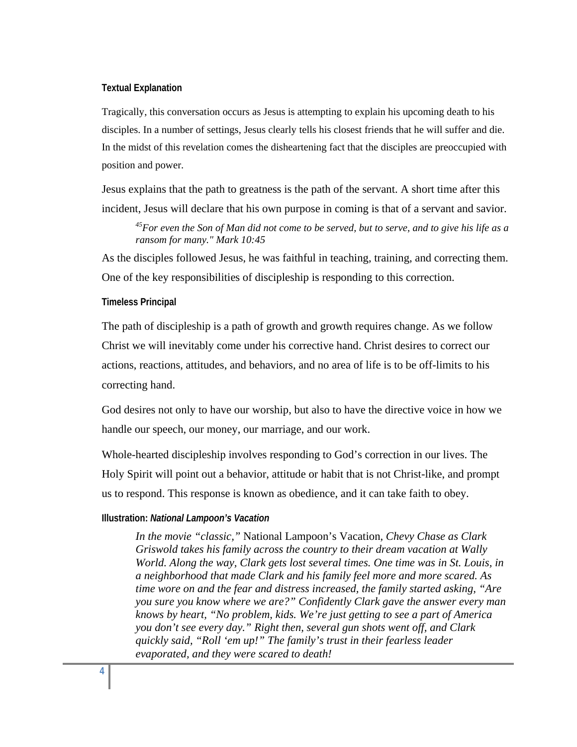### Textual Explanation

Tragically, this conversation occurs as Jesus is attempting to explain his upcoming death to his disciples. In a number of settings, Jesus clearly tells his closest friends that he will suffer and die. In the midst of this revelation comes the disheartening fact that the disciples are preoccupied with position and power.

Jesus explains that the path to greatness is the path of the servant. A short time after this incident, Jesus will declare that his own purpose in coming is that of a servant and savior.

> [45]*For even the Son of Man did not come to be served, but to serve, and to give his life as a ransom for many." Mark 10:45*

As the disciples followed Jesus, he was faithful in teaching, training, and correcting them. One of the key responsibilities of discipleship is responding to this correction.

### Timeless Principal

The path of discipleship is a path of growth and growth requires change. As we follow Christ we will inevitably come under his corrective hand. Christ desires to correct our actions, reactions, attitudes, and behaviors, and no area of life is to be off-limits to his correcting hand.

God desires not only to have our worship, but also to have the directive voice in how we handle our speech, our money, our marriage, and our work.

Whole-hearted discipleship involves responding to God's correction in our lives. The Holy Spirit will point out a behavior, attitude or habit that is not Christ-like, and prompt us to respond. This response is known as obedience, and it can take faith to obey.

### Illustration: *National Lampoon's Vacation*

> *In the movie "classic,"* National Lampoon's Vacation, *Chevy Chase as Clark Griswold takes his family across the country to their dream vacation at Wally World. Along the way, Clark gets lost several times. One time was in St. Louis, in a neighborhood that made Clark and his family feel more and more scared. As time wore on and the fear and distress increased, the family started asking, "Are you sure you know where we are?" Confidently Clark gave the answer every man knows by heart, "No problem, kids. We're just getting to see a part of America you don't see every day." Right then, several gun shots went off, and Clark quickly said, "Roll 'em up!" The family's trust in their fearless leader evaporated, and they were scared to death!*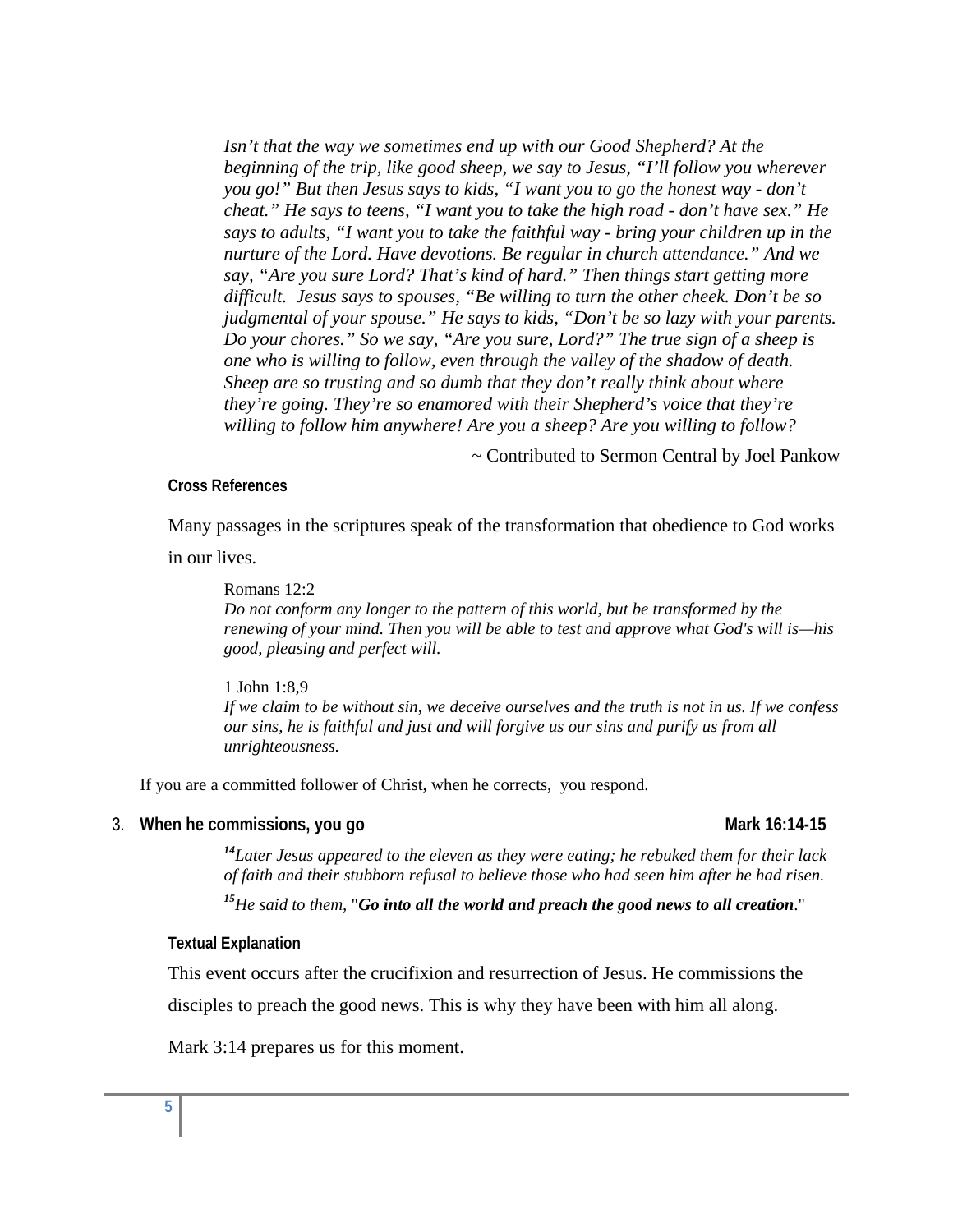> *Isn't that the way we sometimes end up with our Good Shepherd? At the beginning of the trip, like good sheep, we say to Jesus, "I'll follow you wherever you go!" But then Jesus says to kids, "I want you to go the honest way - don't cheat." He says to teens, "I want you to take the high road - don't have sex." He says to adults, "I want you to take the faithful way - bring your children up in the nurture of the Lord. Have devotions. Be regular in church attendance." And we say, "Are you sure Lord? That's kind of hard." Then things start getting more difficult. Jesus says to spouses, "Be willing to turn the other cheek. Don't be so judgmental of your spouse." He says to kids, "Don't be so lazy with your parents. Do your chores." So we say, "Are you sure, Lord?" The true sign of a sheep is one who is willing to follow, even through the valley of the shadow of death. Sheep are so trusting and so dumb that they don't really think about where they're going. They're so enamored with their Shepherd's voice that they're willing to follow him anywhere! Are you a sheep? Are you willing to follow?*

~ Contributed to Sermon Central by Joel Pankow

**Cross References**

Many passages in the scriptures speak of the transformation that obedience to God works in our lives.

> Romans 12:2
> *Do not conform any longer to the pattern of this world, but be transformed by the renewing of your mind. Then you will be able to test and approve what God's will is—his good, pleasing and perfect will.*

> 1 John 1:8,9
> *If we claim to be without sin, we deceive ourselves and the truth is not in us. If we confess our sins, he is faithful and just and will forgive us our sins and purify us from all unrighteousness.*

If you are a committed follower of Christ, when he corrects, you respond.

3. **When he commissions, you go** **Mark 16:14-15**

> ***14****Later Jesus appeared to the eleven as they were eating; he rebuked them for their lack of faith and their stubborn refusal to believe those who had seen him after he had risen.*
>
> ***15****He said to them,* "***Go into all the world and preach the good news to all creation***."

**Textual Explanation**

This event occurs after the crucifixion and resurrection of Jesus. He commissions the disciples to preach the good news. This is why they have been with him all along.

Mark 3:14 prepares us for this moment.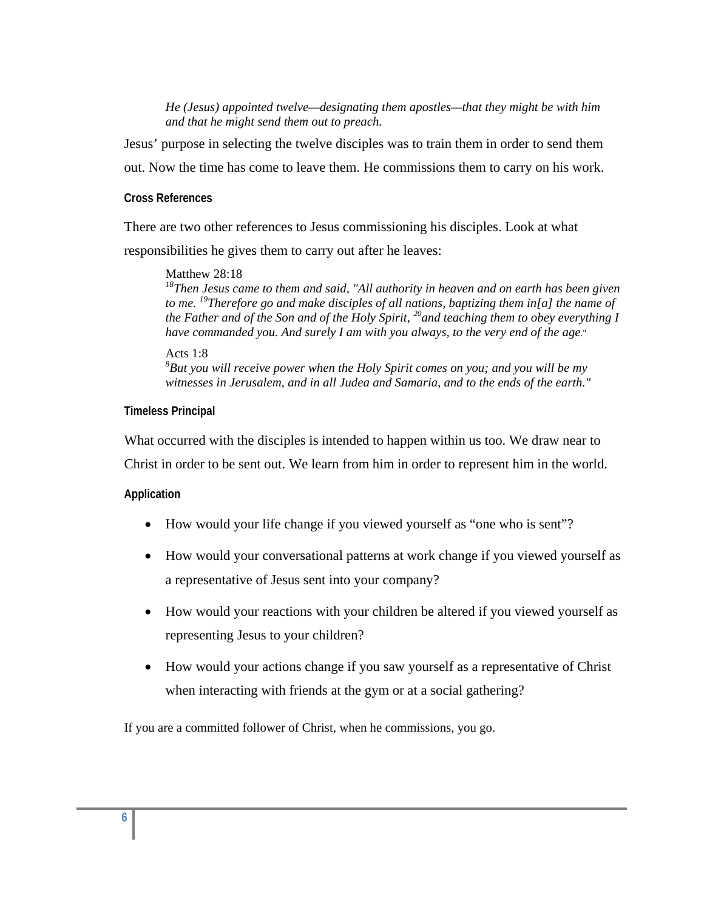> *He (Jesus) appointed twelve—designating them apostles—that they might be with him and that he might send them out to preach.*

Jesus' purpose in selecting the twelve disciples was to train them in order to send them out. Now the time has come to leave them. He commissions them to carry on his work.

#### Cross References

There are two other references to Jesus commissioning his disciples. Look at what responsibilities he gives them to carry out after he leaves:

> Matthew 28:18
> [18]*Then Jesus came to them and said, "All authority in heaven and on earth has been given to me.* [19]*Therefore go and make disciples of all nations, baptizing them in[a] the name of the Father and of the Son and of the Holy Spirit,* [20]*and teaching them to obey everything I have commanded you. And surely I am with you always, to the very end of the age."*

> Acts 1:8
> [8]*But you will receive power when the Holy Spirit comes on you; and you will be my witnesses in Jerusalem, and in all Judea and Samaria, and to the ends of the earth."*

#### Timeless Principal

What occurred with the disciples is intended to happen within us too. We draw near to Christ in order to be sent out. We learn from him in order to represent him in the world.

#### Application

- How would your life change if you viewed yourself as "one who is sent"?
- How would your conversational patterns at work change if you viewed yourself as a representative of Jesus sent into your company?
- How would your reactions with your children be altered if you viewed yourself as representing Jesus to your children?
- How would your actions change if you saw yourself as a representative of Christ when interacting with friends at the gym or at a social gathering?

If you are a committed follower of Christ, when he commissions, you go.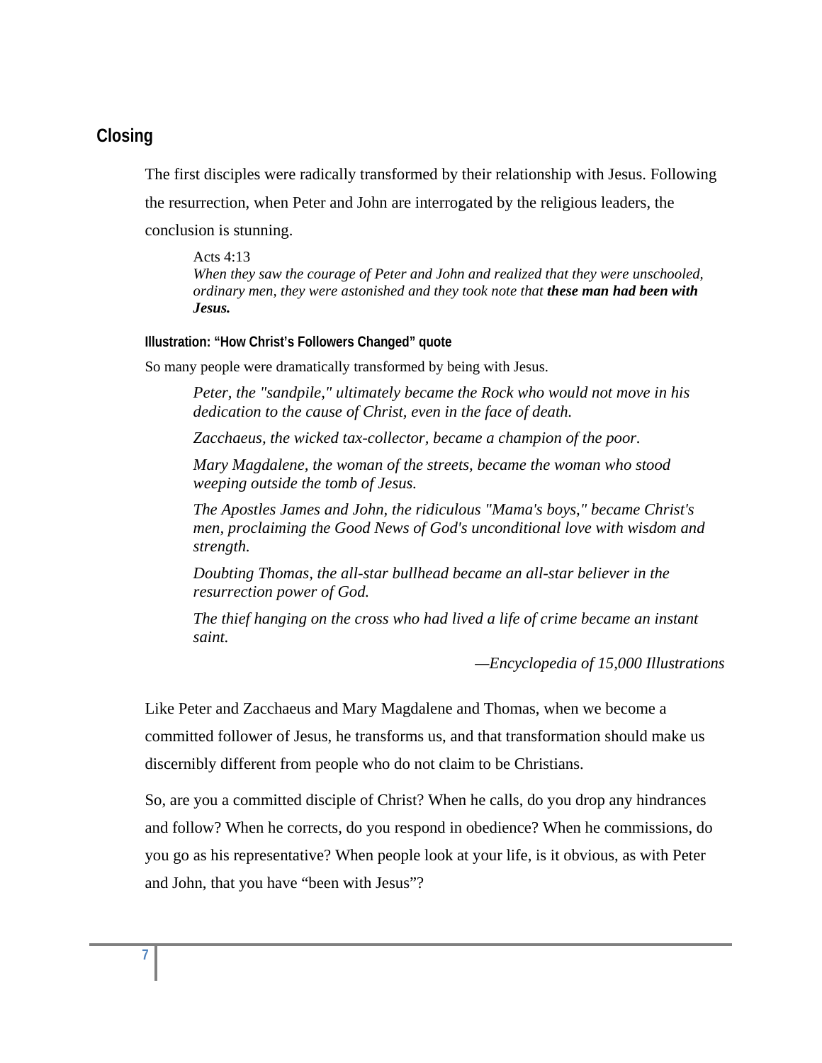## Closing

The first disciples were radically transformed by their relationship with Jesus. Following the resurrection, when Peter and John are interrogated by the religious leaders, the conclusion is stunning.

> Acts 4:13
> *When they saw the courage of Peter and John and realized that they were unschooled, ordinary men, they were astonished and they took note that **these man had been with Jesus.***

#### Illustration: "How Christ's Followers Changed" quote

So many people were dramatically transformed by being with Jesus.

> *Peter, the "sandpile," ultimately became the Rock who would not move in his dedication to the cause of Christ, even in the face of death.*
>
> *Zacchaeus, the wicked tax-collector, became a champion of the poor.*
>
> *Mary Magdalene, the woman of the streets, became the woman who stood weeping outside the tomb of Jesus.*
>
> *The Apostles James and John, the ridiculous "Mama's boys," became Christ's men, proclaiming the Good News of God's unconditional love with wisdom and strength.*
>
> *Doubting Thomas, the all-star bullhead became an all-star believer in the resurrection power of God.*
>
> *The thief hanging on the cross who had lived a life of crime became an instant saint.*
>
> —*Encyclopedia of 15,000 Illustrations*

Like Peter and Zacchaeus and Mary Magdalene and Thomas, when we become a committed follower of Jesus, he transforms us, and that transformation should make us discernibly different from people who do not claim to be Christians.

So, are you a committed disciple of Christ? When he calls, do you drop any hindrances and follow? When he corrects, do you respond in obedience? When he commissions, do you go as his representative? When people look at your life, is it obvious, as with Peter and John, that you have "been with Jesus"?